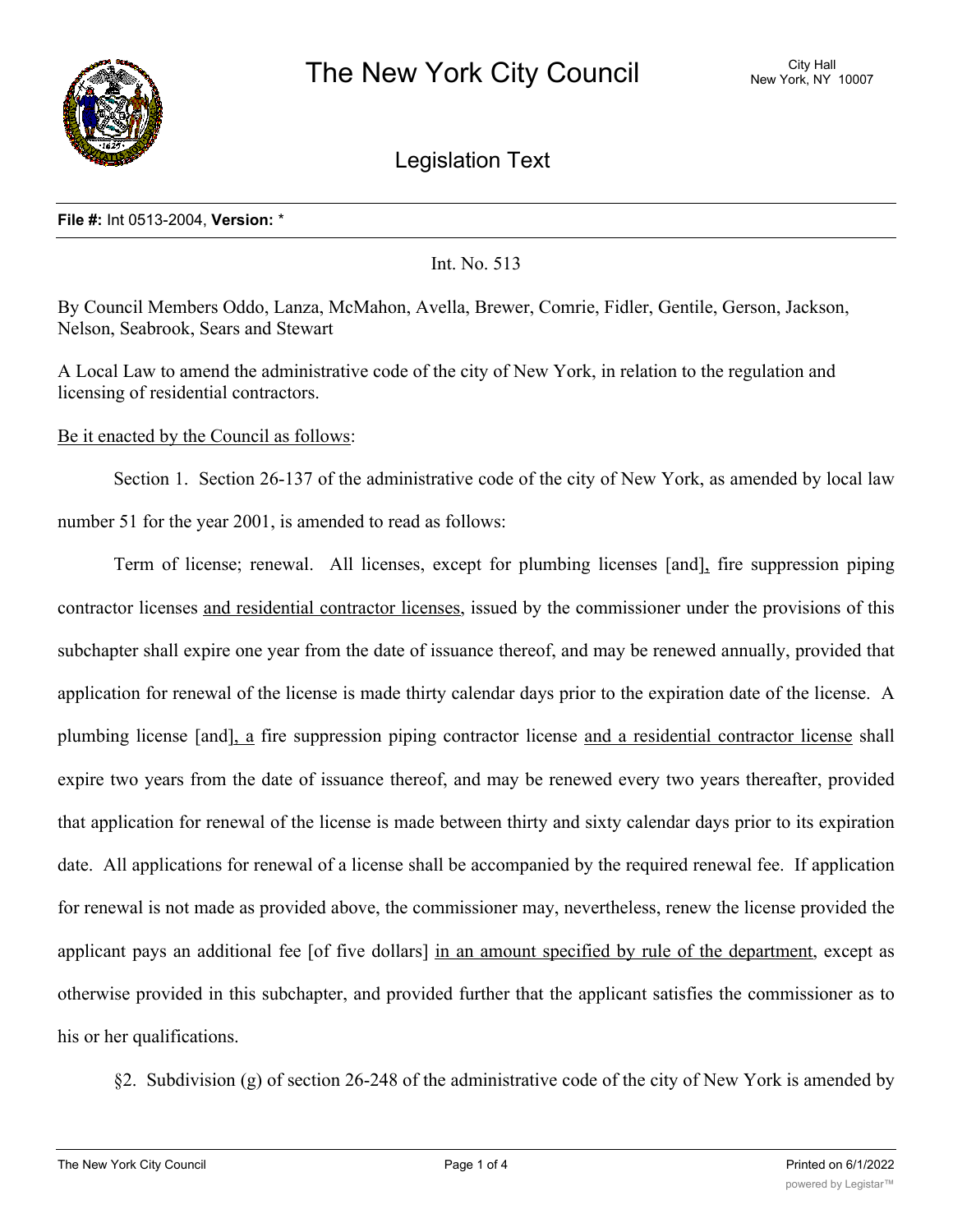**File #:** Int 0513-2004, **Version:** *

Int. No. 513

By Council Members Oddo, Lanza, McMahon, Avella, Brewer, Comrie, Fidler, Gentile, Gerson, Jackson, Nelson, Seabrook, Sears and Stewart

A Local Law to amend the administrative code of the city of New York, in relation to the regulation and licensing of residential contractors.

<u>Be it enacted by the Council as follows</u>:

Section 1. Section 26-137 of the administrative code of the city of New York, as amended by local law number 51 for the year 2001, is amended to read as follows:

Term of license; renewal. All licenses, except for plumbing licenses [and]<u>,</u> fire suppression piping contractor licenses <u>and residential contractor licenses</u>, issued by the commissioner under the provisions of this subchapter shall expire one year from the date of issuance thereof, and may be renewed annually, provided that application for renewal of the license is made thirty calendar days prior to the expiration date of the license. A plumbing license [and]<u>, a</u> fire suppression piping contractor license <u>and a residential contractor license</u> shall expire two years from the date of issuance thereof, and may be renewed every two years thereafter, provided that application for renewal of the license is made between thirty and sixty calendar days prior to its expiration date. All applications for renewal of a license shall be accompanied by the required renewal fee. If application for renewal is not made as provided above, the commissioner may, nevertheless, renew the license provided the applicant pays an additional fee [of five dollars] <u>in an amount specified by rule of the department</u>, except as otherwise provided in this subchapter, and provided further that the applicant satisfies the commissioner as to his or her qualifications.

§2. Subdivision (g) of section 26-248 of the administrative code of the city of New York is amended by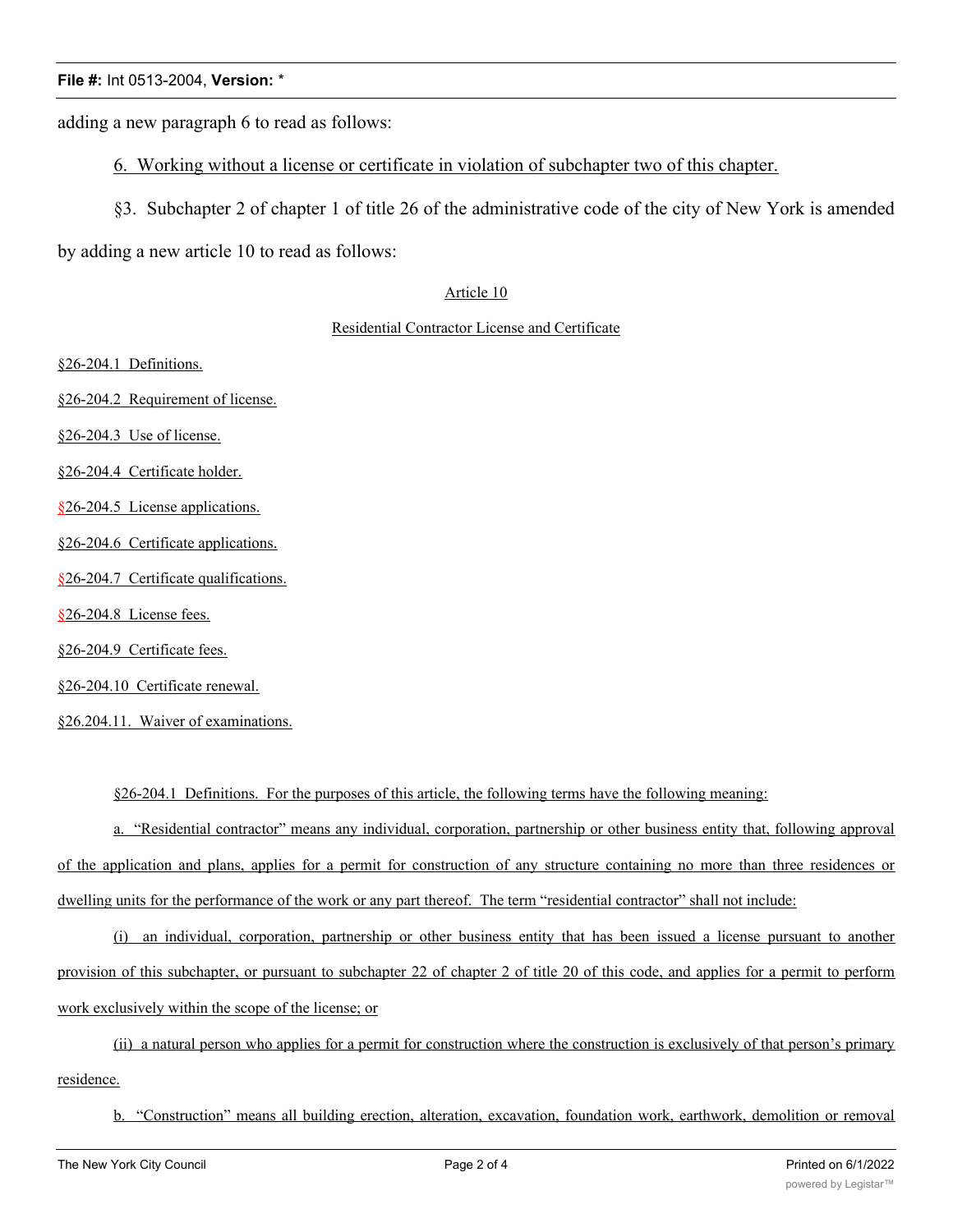adding a new paragraph 6 to read as follows:

6. Working without a license or certificate in violation of subchapter two of this chapter.

§3. Subchapter 2 of chapter 1 of title 26 of the administrative code of the city of New York is amended by adding a new article 10 to read as follows:

Article 10

Residential Contractor License and Certificate

§26-204.1 Definitions.

§26-204.2 Requirement of license.

§26-204.3 Use of license.

§26-204.4 Certificate holder.

§26-204.5 License applications.

§26-204.6 Certificate applications.

§26-204.7 Certificate qualifications.

§26-204.8 License fees.

§26-204.9 Certificate fees.

§26-204.10 Certificate renewal.

§26.204.11. Waiver of examinations.

§26-204.1 Definitions. For the purposes of this article, the following terms have the following meaning:

a. "Residential contractor" means any individual, corporation, partnership or other business entity that, following approval of the application and plans, applies for a permit for construction of any structure containing no more than three residences or dwelling units for the performance of the work or any part thereof. The term "residential contractor" shall not include:

(i) an individual, corporation, partnership or other business entity that has been issued a license pursuant to another provision of this subchapter, or pursuant to subchapter 22 of chapter 2 of title 20 of this code, and applies for a permit to perform work exclusively within the scope of the license; or

(ii) a natural person who applies for a permit for construction where the construction is exclusively of that person's primary residence.

b. "Construction" means all building erection, alteration, excavation, foundation work, earthwork, demolition or removal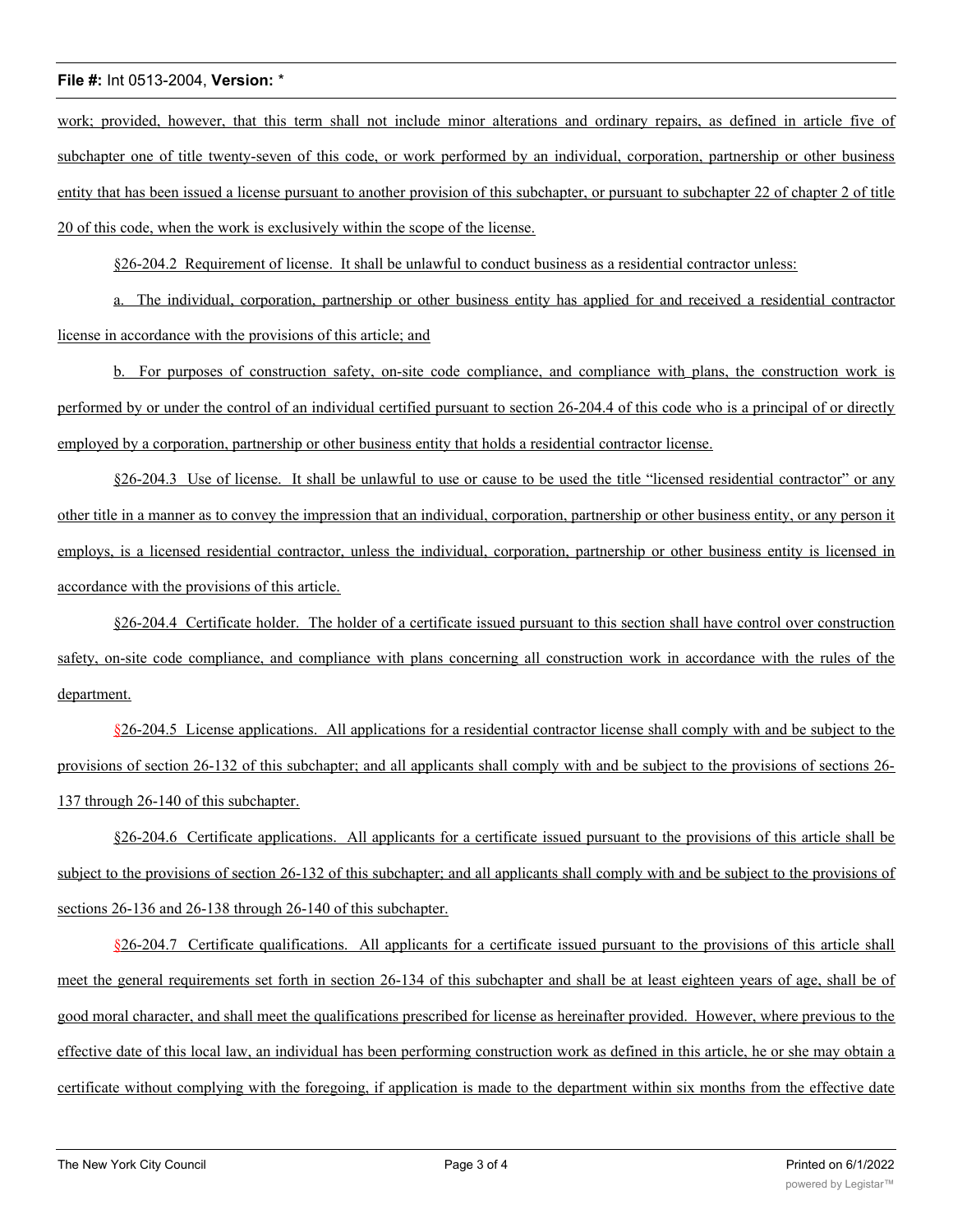work; provided, however, that this term shall not include minor alterations and ordinary repairs, as defined in article five of subchapter one of title twenty-seven of this code, or work performed by an individual, corporation, partnership or other business entity that has been issued a license pursuant to another provision of this subchapter, or pursuant to subchapter 22 of chapter 2 of title 20 of this code, when the work is exclusively within the scope of the license.

§26-204.2 Requirement of license. It shall be unlawful to conduct business as a residential contractor unless:

a. The individual, corporation, partnership or other business entity has applied for and received a residential contractor license in accordance with the provisions of this article; and

b. For purposes of construction safety, on-site code compliance, and compliance with plans, the construction work is performed by or under the control of an individual certified pursuant to section 26-204.4 of this code who is a principal of or directly employed by a corporation, partnership or other business entity that holds a residential contractor license.

§26-204.3 Use of license. It shall be unlawful to use or cause to be used the title "licensed residential contractor" or any other title in a manner as to convey the impression that an individual, corporation, partnership or other business entity, or any person it employs, is a licensed residential contractor, unless the individual, corporation, partnership or other business entity is licensed in accordance with the provisions of this article.

§26-204.4 Certificate holder. The holder of a certificate issued pursuant to this section shall have control over construction safety, on-site code compliance, and compliance with plans concerning all construction work in accordance with the rules of the department.

§26-204.5 License applications. All applications for a residential contractor license shall comply with and be subject to the provisions of section 26-132 of this subchapter; and all applicants shall comply with and be subject to the provisions of sections 26-137 through 26-140 of this subchapter.

§26-204.6 Certificate applications. All applicants for a certificate issued pursuant to the provisions of this article shall be subject to the provisions of section 26-132 of this subchapter; and all applicants shall comply with and be subject to the provisions of sections 26-136 and 26-138 through 26-140 of this subchapter.

§26-204.7 Certificate qualifications. All applicants for a certificate issued pursuant to the provisions of this article shall meet the general requirements set forth in section 26-134 of this subchapter and shall be at least eighteen years of age, shall be of good moral character, and shall meet the qualifications prescribed for license as hereinafter provided. However, where previous to the effective date of this local law, an individual has been performing construction work as defined in this article, he or she may obtain a certificate without complying with the foregoing, if application is made to the department within six months from the effective date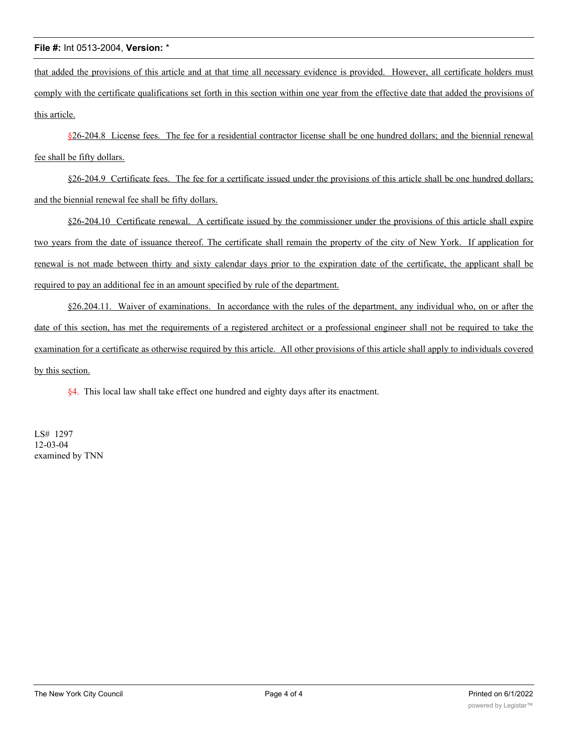that added the provisions of this article and at that time all necessary evidence is provided. However, all certificate holders must comply with the certificate qualifications set forth in this section within one year from the effective date that added the provisions of this article.

§26-204.8 License fees. The fee for a residential contractor license shall be one hundred dollars; and the biennial renewal fee shall be fifty dollars.

§26-204.9 Certificate fees. The fee for a certificate issued under the provisions of this article shall be one hundred dollars; and the biennial renewal fee shall be fifty dollars.

§26-204.10 Certificate renewal. A certificate issued by the commissioner under the provisions of this article shall expire two years from the date of issuance thereof. The certificate shall remain the property of the city of New York. If application for renewal is not made between thirty and sixty calendar days prior to the expiration date of the certificate, the applicant shall be required to pay an additional fee in an amount specified by rule of the department.

§26.204.11. Waiver of examinations. In accordance with the rules of the department, any individual who, on or after the date of this section, has met the requirements of a registered architect or a professional engineer shall not be required to take the examination for a certificate as otherwise required by this article. All other provisions of this article shall apply to individuals covered by this section.

§4. This local law shall take effect one hundred and eighty days after its enactment.

LS# 1297
12-03-04
examined by TNN